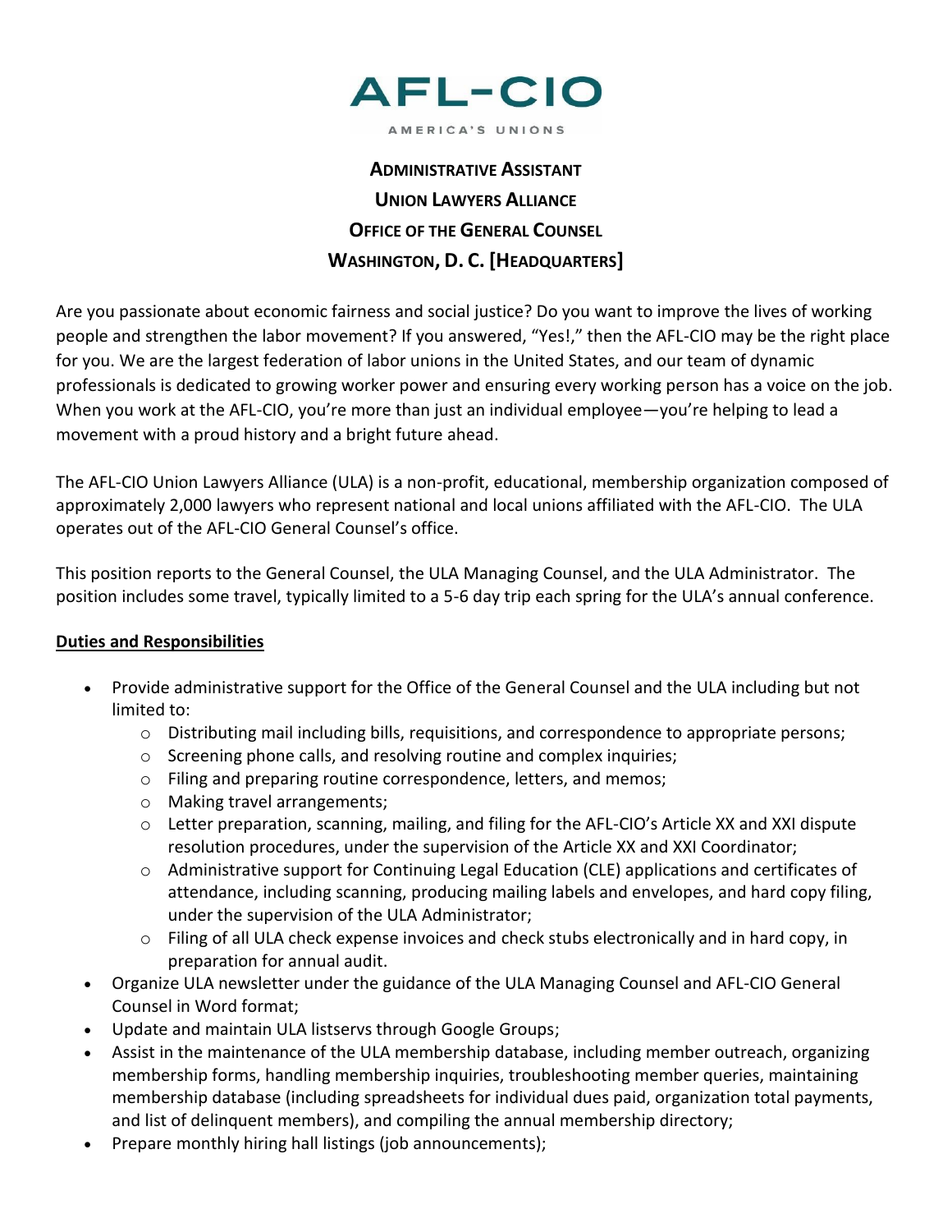**AFL-CIO**

AMERICA'S UNIONS

# ADMINISTRATIVE ASSISTANT
# UNION LAWYERS ALLIANCE
# OFFICE OF THE GENERAL COUNSEL
# WASHINGTON, D. C. [HEADQUARTERS]

Are you passionate about economic fairness and social justice? Do you want to improve the lives of working people and strengthen the labor movement? If you answered, "Yes!," then the AFL-CIO may be the right place for you. We are the largest federation of labor unions in the United States, and our team of dynamic professionals is dedicated to growing worker power and ensuring every working person has a voice on the job. When you work at the AFL-CIO, you're more than just an individual employee—you're helping to lead a movement with a proud history and a bright future ahead.

The AFL-CIO Union Lawyers Alliance (ULA) is a non-profit, educational, membership organization composed of approximately 2,000 lawyers who represent national and local unions affiliated with the AFL-CIO. The ULA operates out of the AFL-CIO General Counsel's office.

This position reports to the General Counsel, the ULA Managing Counsel, and the ULA Administrator. The position includes some travel, typically limited to a 5-6 day trip each spring for the ULA's annual conference.

**Duties and Responsibilities**

- Provide administrative support for the Office of the General Counsel and the ULA including but not limited to:
  - Distributing mail including bills, requisitions, and correspondence to appropriate persons;
  - Screening phone calls, and resolving routine and complex inquiries;
  - Filing and preparing routine correspondence, letters, and memos;
  - Making travel arrangements;
  - Letter preparation, scanning, mailing, and filing for the AFL-CIO's Article XX and XXI dispute resolution procedures, under the supervision of the Article XX and XXI Coordinator;
  - Administrative support for Continuing Legal Education (CLE) applications and certificates of attendance, including scanning, producing mailing labels and envelopes, and hard copy filing, under the supervision of the ULA Administrator;
  - Filing of all ULA check expense invoices and check stubs electronically and in hard copy, in preparation for annual audit.
- Organize ULA newsletter under the guidance of the ULA Managing Counsel and AFL-CIO General Counsel in Word format;
- Update and maintain ULA listservs through Google Groups;
- Assist in the maintenance of the ULA membership database, including member outreach, organizing membership forms, handling membership inquiries, troubleshooting member queries, maintaining membership database (including spreadsheets for individual dues paid, organization total payments, and list of delinquent members), and compiling the annual membership directory;
- Prepare monthly hiring hall listings (job announcements);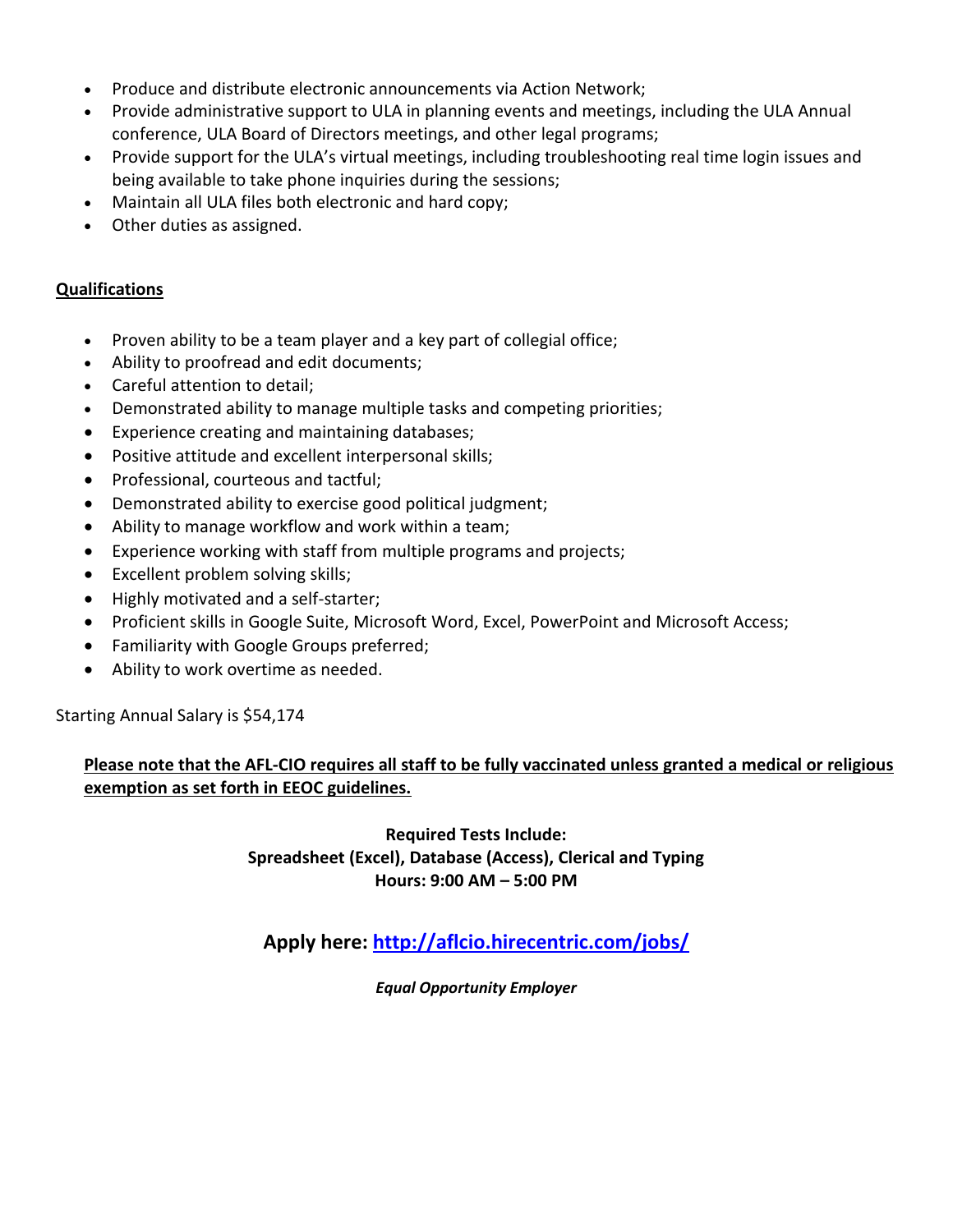- Produce and distribute electronic announcements via Action Network;
- Provide administrative support to ULA in planning events and meetings, including the ULA Annual conference, ULA Board of Directors meetings, and other legal programs;
- Provide support for the ULA's virtual meetings, including troubleshooting real time login issues and being available to take phone inquiries during the sessions;
- Maintain all ULA files both electronic and hard copy;
- Other duties as assigned.

## Qualifications

- Proven ability to be a team player and a key part of collegial office;
- Ability to proofread and edit documents;
- Careful attention to detail;
- Demonstrated ability to manage multiple tasks and competing priorities;
- Experience creating and maintaining databases;
- Positive attitude and excellent interpersonal skills;
- Professional, courteous and tactful;
- Demonstrated ability to exercise good political judgment;
- Ability to manage workflow and work within a team;
- Experience working with staff from multiple programs and projects;
- Excellent problem solving skills;
- Highly motivated and a self-starter;
- Proficient skills in Google Suite, Microsoft Word, Excel, PowerPoint and Microsoft Access;
- Familiarity with Google Groups preferred;
- Ability to work overtime as needed.

Starting Annual Salary is $54,174

**Please note that the AFL-CIO requires all staff to be fully vaccinated unless granted a medical or religious exemption as set forth in EEOC guidelines.**

**Required Tests Include:**
**Spreadsheet (Excel), Database (Access), Clerical and Typing**
**Hours: 9:00 AM – 5:00 PM**

**Apply here: [http://aflcio.hirecentric.com/jobs/](http://aflcio.hirecentric.com/jobs/)**

***Equal Opportunity Employer***